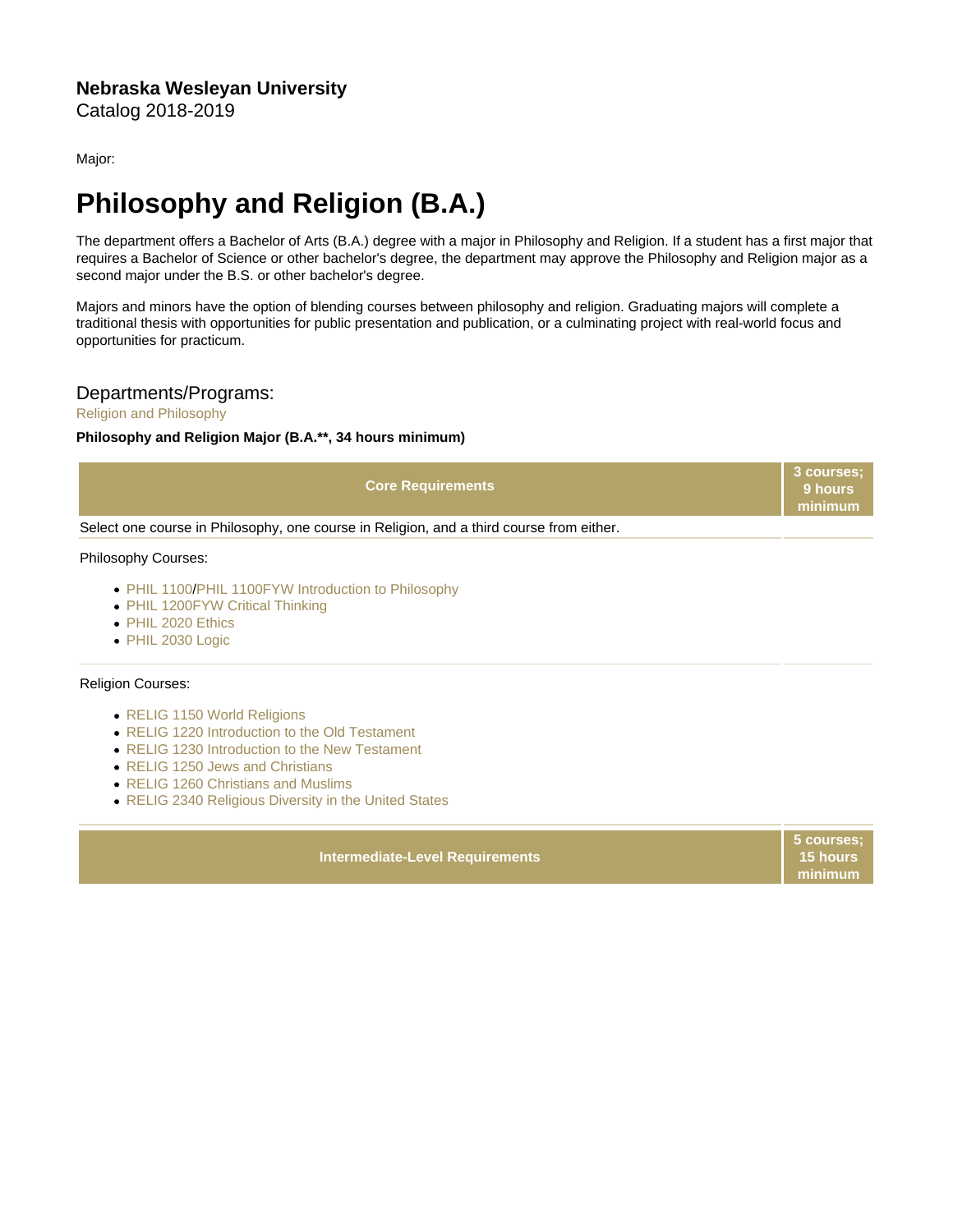**Nebraska Wesleyan University**
Catalog 2018-2019

Major:

# Philosophy and Religion (B.A.)

The department offers a Bachelor of Arts (B.A.) degree with a major in Philosophy and Religion. If a student has a first major that requires a Bachelor of Science or other bachelor's degree, the department may approve the Philosophy and Religion major as a second major under the B.S. or other bachelor's degree.

Majors and minors have the option of blending courses between philosophy and religion. Graduating majors will complete a traditional thesis with opportunities for public presentation and publication, or a culminating project with real-world focus and opportunities for practicum.

## Departments/Programs:

Religion and Philosophy

**Philosophy and Religion Major (B.A.**, 34 hours minimum)**

| Core Requirements | 3 courses; 9 hours minimum |
|---|---|
| Select one course in Philosophy, one course in Religion, and a third course from either. | |

Philosophy Courses:

- PHIL 1100/PHIL 1100FYW Introduction to Philosophy
- PHIL 1200FYW Critical Thinking
- PHIL 2020 Ethics
- PHIL 2030 Logic

Religion Courses:

- RELIG 1150 World Religions
- RELIG 1220 Introduction to the Old Testament
- RELIG 1230 Introduction to the New Testament
- RELIG 1250 Jews and Christians
- RELIG 1260 Christians and Muslims
- RELIG 2340 Religious Diversity in the United States

| Intermediate-Level Requirements | 5 courses; 15 hours minimum |
|---|---|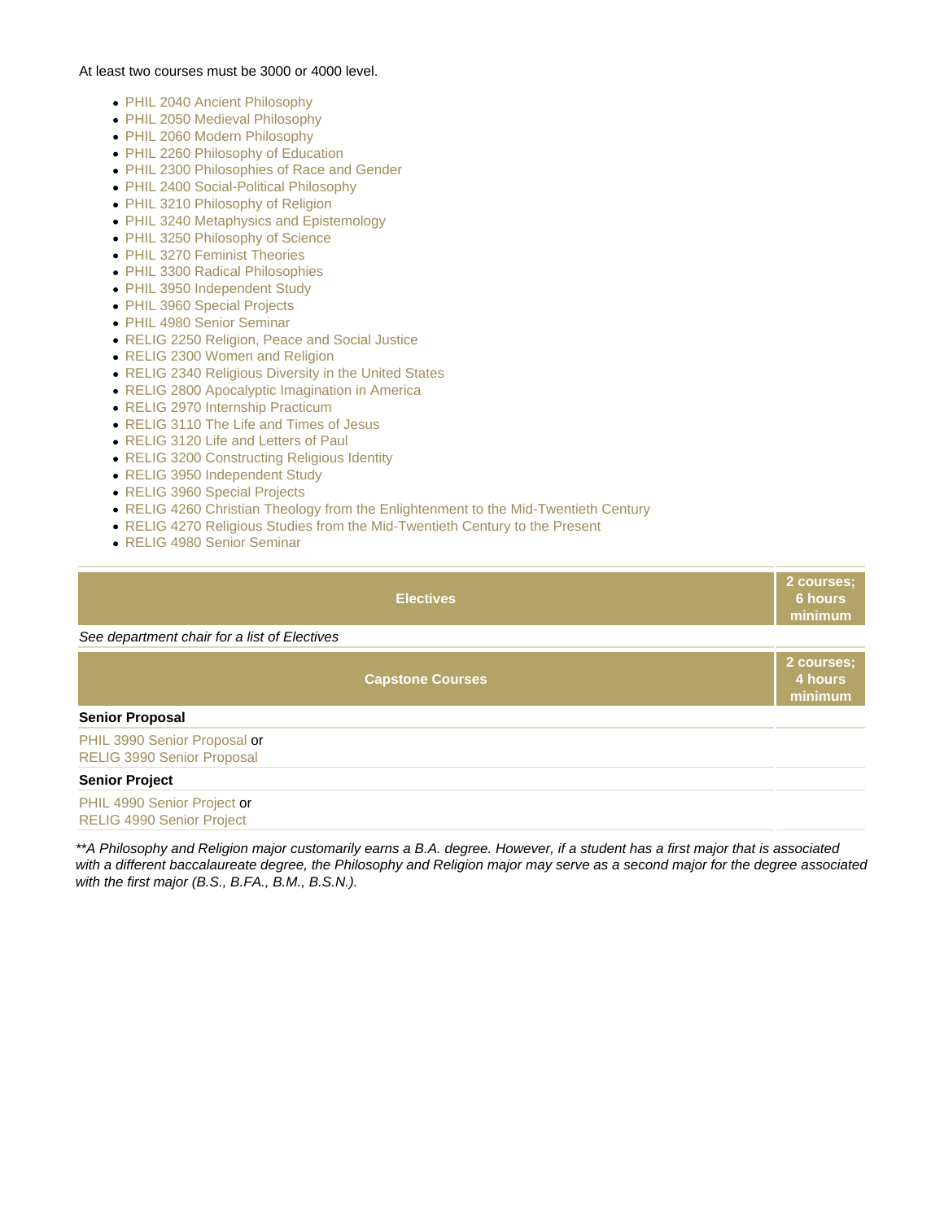At least two courses must be 3000 or 4000 level.

- PHIL 2040 Ancient Philosophy
- PHIL 2050 Medieval Philosophy
- PHIL 2060 Modern Philosophy
- PHIL 2260 Philosophy of Education
- PHIL 2300 Philosophies of Race and Gender
- PHIL 2400 Social-Political Philosophy
- PHIL 3210 Philosophy of Religion
- PHIL 3240 Metaphysics and Epistemology
- PHIL 3250 Philosophy of Science
- PHIL 3270 Feminist Theories
- PHIL 3300 Radical Philosophies
- PHIL 3950 Independent Study
- PHIL 3960 Special Projects
- PHIL 4980 Senior Seminar
- RELIG 2250 Religion, Peace and Social Justice
- RELIG 2300 Women and Religion
- RELIG 2340 Religious Diversity in the United States
- RELIG 2800 Apocalyptic Imagination in America
- RELIG 2970 Internship Practicum
- RELIG 3110 The Life and Times of Jesus
- RELIG 3120 Life and Letters of Paul
- RELIG 3200 Constructing Religious Identity
- RELIG 3950 Independent Study
- RELIG 3960 Special Projects
- RELIG 4260 Christian Theology from the Enlightenment to the Mid-Twentieth Century
- RELIG 4270 Religious Studies from the Mid-Twentieth Century to the Present
- RELIG 4980 Senior Seminar

| Electives | 2 courses; 6 hours minimum |
|---|---|
| *See department chair for a list of Electives* | |

| Capstone Courses | 2 courses; 4 hours minimum |
|---|---|
| **Senior Proposal** | |
| PHIL 3990 Senior Proposal or<br>RELIG 3990 Senior Proposal | |
| **Senior Project** | |
| PHIL 4990 Senior Project or<br>RELIG 4990 Senior Project | |

*\*\*A Philosophy and Religion major customarily earns a B.A. degree. However, if a student has a first major that is associated with a different baccalaureate degree, the Philosophy and Religion major may serve as a second major for the degree associated with the first major (B.S., B.FA., B.M., B.S.N.).*